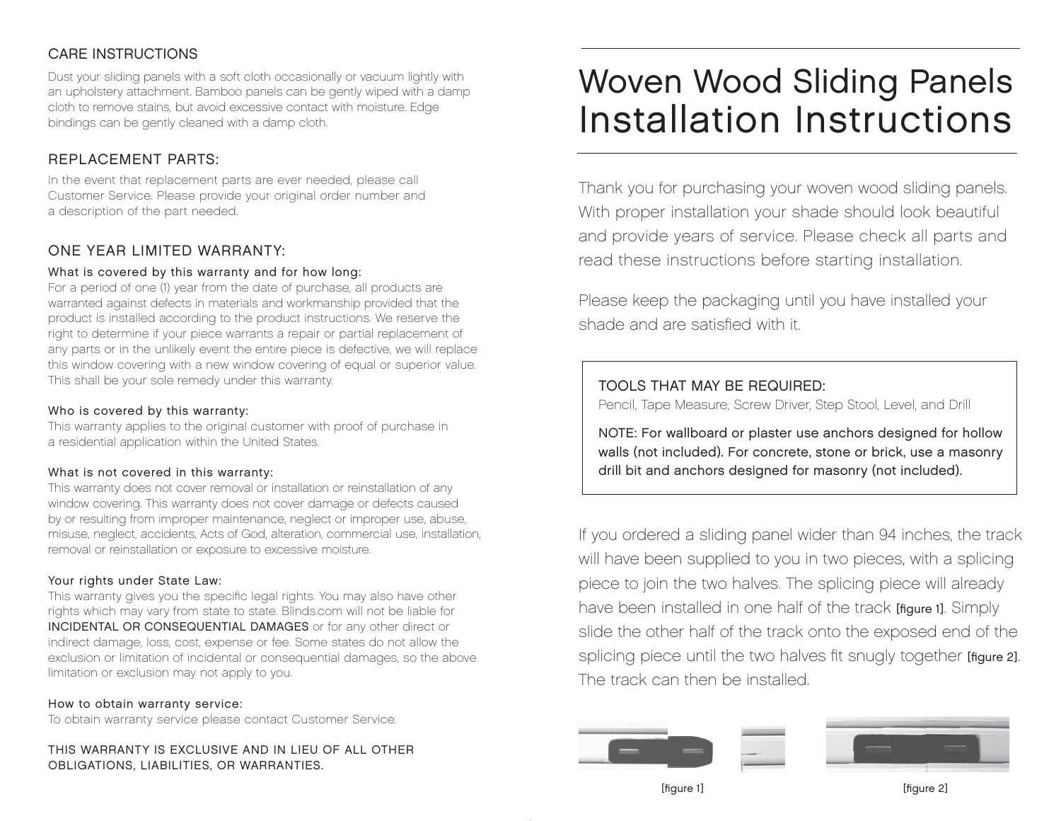## CARE INSTRUCTIONS

Dust your sliding panels with a soft cloth occasionally or vacuum lightly with an upholstery attachment. Bamboo panels can be gently wiped with a damp cloth to remove stains, but avoid excessive contact with moisture. Edge bindings can be gently cleaned with a damp cloth.

## REPLACEMENT PARTS:

In the event that replacement parts are ever needed, please call Customer Service. Please provide your original order number and a description of the part needed.

## ONE YEAR LIMITED WARRANTY:

**What is covered by this warranty and for how long:**
For a period of one (1) year from the date of purchase, all products are warranted against defects in materials and workmanship provided that the product is installed according to the product instructions. We reserve the right to determine if your piece warrants a repair or partial replacement of any parts or in the unlikely event the entire piece is defective, we will replace this window covering with a new window covering of equal or superior value. This shall be your sole remedy under this warranty.

**Who is covered by this warranty:**
This warranty applies to the original customer with proof of purchase in a residential application within the United States.

**What is not covered in this warranty:**
This warranty does not cover removal or installation or reinstallation of any window covering. This warranty does not cover damage or defects caused by or resulting from improper maintenance, neglect or improper use, abuse, misuse, neglect, accidents, Acts of God, alteration, commercial use, installation, removal or reinstallation or exposure to excessive moisture.

**Your rights under State Law:**
This warranty gives you the specific legal rights. You may also have other rights which may vary from state to state. Blinds.com will not be liable for INCIDENTAL OR CONSEQUENTIAL DAMAGES or for any other direct or indirect damage, loss, cost, expense or fee. Some states do not allow the exclusion or limitation of incidental or consequential damages, so the above limitation or exclusion may not apply to you.

**How to obtain warranty service:**
To obtain warranty service please contact Customer Service.

THIS WARRANTY IS EXCLUSIVE AND IN LIEU OF ALL OTHER OBLIGATIONS, LIABILITIES, OR WARRANTIES.

# Woven Wood Sliding Panels Installation Instructions

Thank you for purchasing your woven wood sliding panels. With proper installation your shade should look beautiful and provide years of service. Please check all parts and read these instructions before starting installation.

Please keep the packaging until you have installed your shade and are satisfied with it.

**TOOLS THAT MAY BE REQUIRED:**
Pencil, Tape Measure, Screw Driver, Step Stool, Level, and Drill

NOTE: For wallboard or plaster use anchors designed for hollow walls (not included). For concrete, stone or brick, use a masonry drill bit and anchors designed for masonry (not included).

If you ordered a sliding panel wider than 94 inches, the track will have been supplied to you in two pieces, with a splicing piece to join the two halves. The splicing piece will already have been installed in one half of the track [figure 1]. Simply slide the other half of the track onto the exposed end of the splicing piece until the two halves fit snugly together [figure 2]. The track can then be installed.

[figure 1]

[figure 2]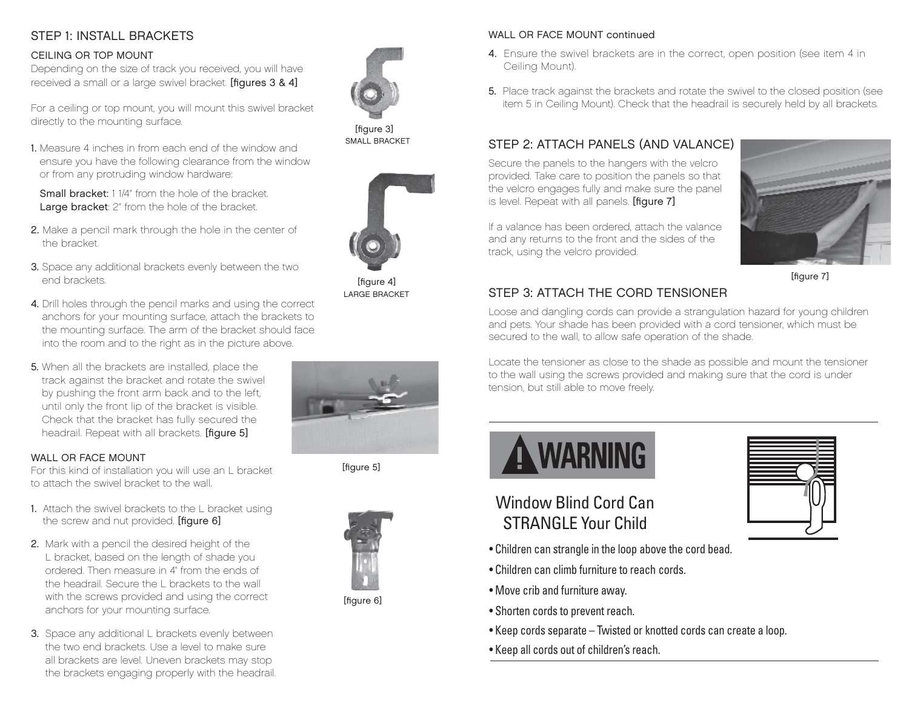## STEP 1: INSTALL BRACKETS

### CEILING OR TOP MOUNT

Depending on the size of track you received, you will have received a small or a large swivel bracket. **[figures 3 & 4]**

For a ceiling or top mount, you will mount this swivel bracket directly to the mounting surface.

1. Measure 4 inches in from each end of the window and ensure you have the following clearance from the window or from any protruding window hardware:

   **Small bracket:** 1 1/4" from the hole of the bracket.
   **Large bracket**: 2" from the hole of the bracket.

2. Make a pencil mark through the hole in the center of the bracket.
3. Space any additional brackets evenly between the two end brackets.
4. Drill holes through the pencil marks and using the correct anchors for your mounting surface, attach the brackets to the mounting surface. The arm of the bracket should face into the room and to the right as in the picture above.
5. When all the brackets are installed, place the track against the bracket and rotate the swivel by pushing the front arm back and to the left, until only the front lip of the bracket is visible. Check that the bracket has fully secured the headrail. Repeat with all brackets. **[figure 5]**

[figure 3]
SMALL BRACKET

[figure 4]
LARGE BRACKET

[figure 5]

### WALL OR FACE MOUNT

For this kind of installation you will use an L bracket to attach the swivel bracket to the wall.

1. Attach the swivel brackets to the L bracket using the screw and nut provided. **[figure 6]**
2. Mark with a pencil the desired height of the L bracket, based on the length of shade you ordered. Then measure in 4" from the ends of the headrail. Secure the L brackets to the wall with the screws provided and using the correct anchors for your mounting surface.
3. Space any additional L brackets evenly between the two end brackets. Use a level to make sure all brackets are level. Uneven brackets may stop the brackets engaging properly with the headrail.

[figure 6]

### WALL OR FACE MOUNT continued

4. Ensure the swivel brackets are in the correct, open position (see item 4 in Ceiling Mount).
5. Place track against the brackets and rotate the swivel to the closed position (see item 5 in Ceiling Mount). Check that the headrail is securely held by all brackets.

## STEP 2: ATTACH PANELS (AND VALANCE)

Secure the panels to the hangers with the velcro provided. Take care to position the panels so that the velcro engages fully and make sure the panel is level. Repeat with all panels. **[figure 7]**

If a valance has been ordered, attach the valance and any returns to the front and the sides of the track, using the velcro provided.

[figure 7]

## STEP 3: ATTACH THE CORD TENSIONER

Loose and dangling cords can provide a strangulation hazard for young children and pets. Your shade has been provided with a cord tensioner, which must be secured to the wall, to allow safe operation of the shade.

Locate the tensioner as close to the shade as possible and mount the tensioner to the wall using the screws provided and making sure that the cord is under tension, but still able to move freely.

---

# WARNING

## Window Blind Cord Can STRANGLE Your Child

- Children can strangle in the loop above the cord bead.
- Children can climb furniture to reach cords.
- Move crib and furniture away.
- Shorten cords to prevent reach.
- Keep cords separate – Twisted or knotted cords can create a loop.
- Keep all cords out of children's reach.